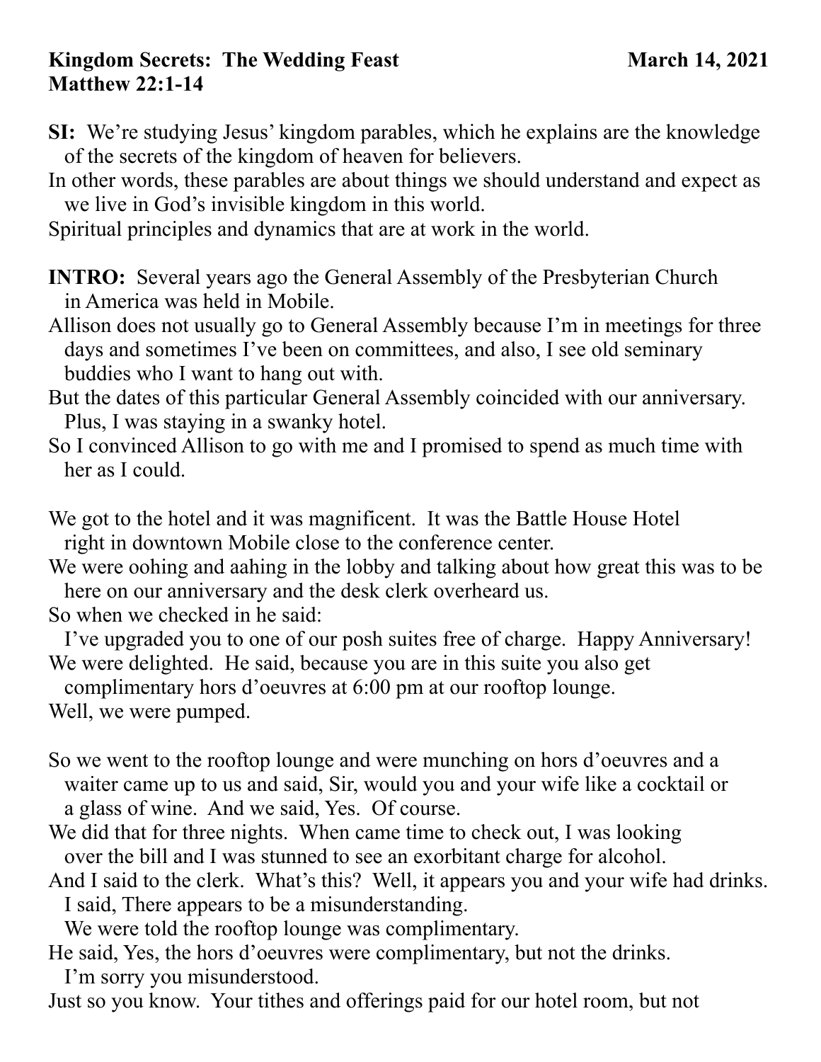**Kingdom Secrets: The Wedding Feast** **March 14, 2021**
**Matthew 22:1-14**

**SI:** We're studying Jesus' kingdom parables, which he explains are the knowledge of the secrets of the kingdom of heaven for believers.
In other words, these parables are about things we should understand and expect as we live in God's invisible kingdom in this world.
Spiritual principles and dynamics that are at work in the world.

**INTRO:** Several years ago the General Assembly of the Presbyterian Church in America was held in Mobile.
Allison does not usually go to General Assembly because I'm in meetings for three days and sometimes I've been on committees, and also, I see old seminary buddies who I want to hang out with.
But the dates of this particular General Assembly coincided with our anniversary. Plus, I was staying in a swanky hotel.
So I convinced Allison to go with me and I promised to spend as much time with her as I could.

We got to the hotel and it was magnificent. It was the Battle House Hotel right in downtown Mobile close to the conference center.
We were oohing and aahing in the lobby and talking about how great this was to be here on our anniversary and the desk clerk overheard us.
So when we checked in he said:
I've upgraded you to one of our posh suites free of charge. Happy Anniversary!
We were delighted. He said, because you are in this suite you also get complimentary hors d'oeuvres at 6:00 pm at our rooftop lounge.
Well, we were pumped.

So we went to the rooftop lounge and were munching on hors d'oeuvres and a waiter came up to us and said, Sir, would you and your wife like a cocktail or a glass of wine. And we said, Yes. Of course.
We did that for three nights. When came time to check out, I was looking over the bill and I was stunned to see an exorbitant charge for alcohol.
And I said to the clerk. What's this? Well, it appears you and your wife had drinks.
I said, There appears to be a misunderstanding.
We were told the rooftop lounge was complimentary.
He said, Yes, the hors d'oeuvres were complimentary, but not the drinks.
I'm sorry you misunderstood.
Just so you know. Your tithes and offerings paid for our hotel room, but not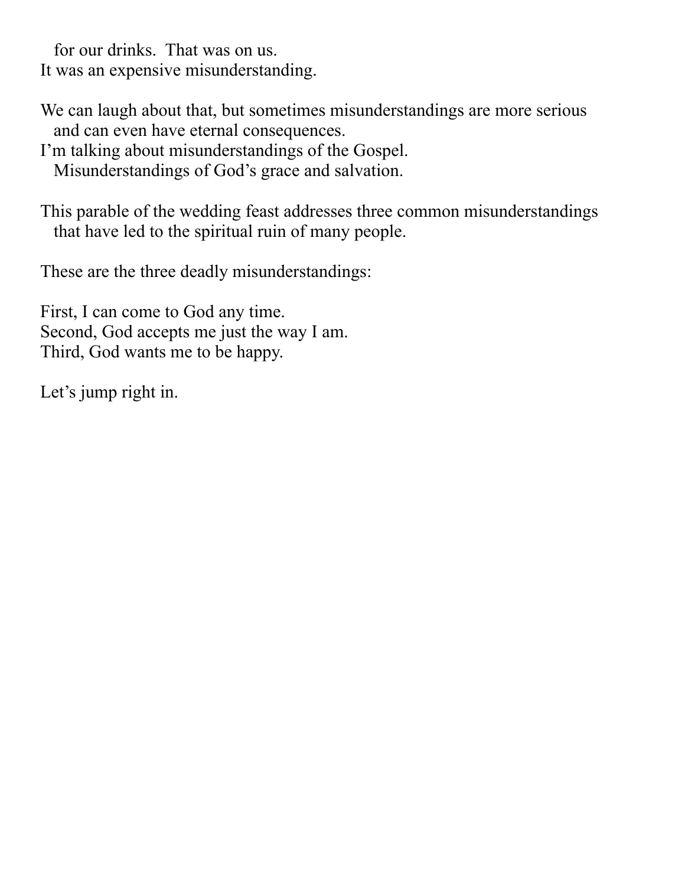for our drinks.  That was on us.
It was an expensive misunderstanding.

We can laugh about that, but sometimes misunderstandings are more serious
and can even have eternal consequences.
I'm talking about misunderstandings of the Gospel.
Misunderstandings of God's grace and salvation.

This parable of the wedding feast addresses three common misunderstandings
that have led to the spiritual ruin of many people.

These are the three deadly misunderstandings:

First, I can come to God any time.
Second, God accepts me just the way I am.
Third, God wants me to be happy.

Let's jump right in.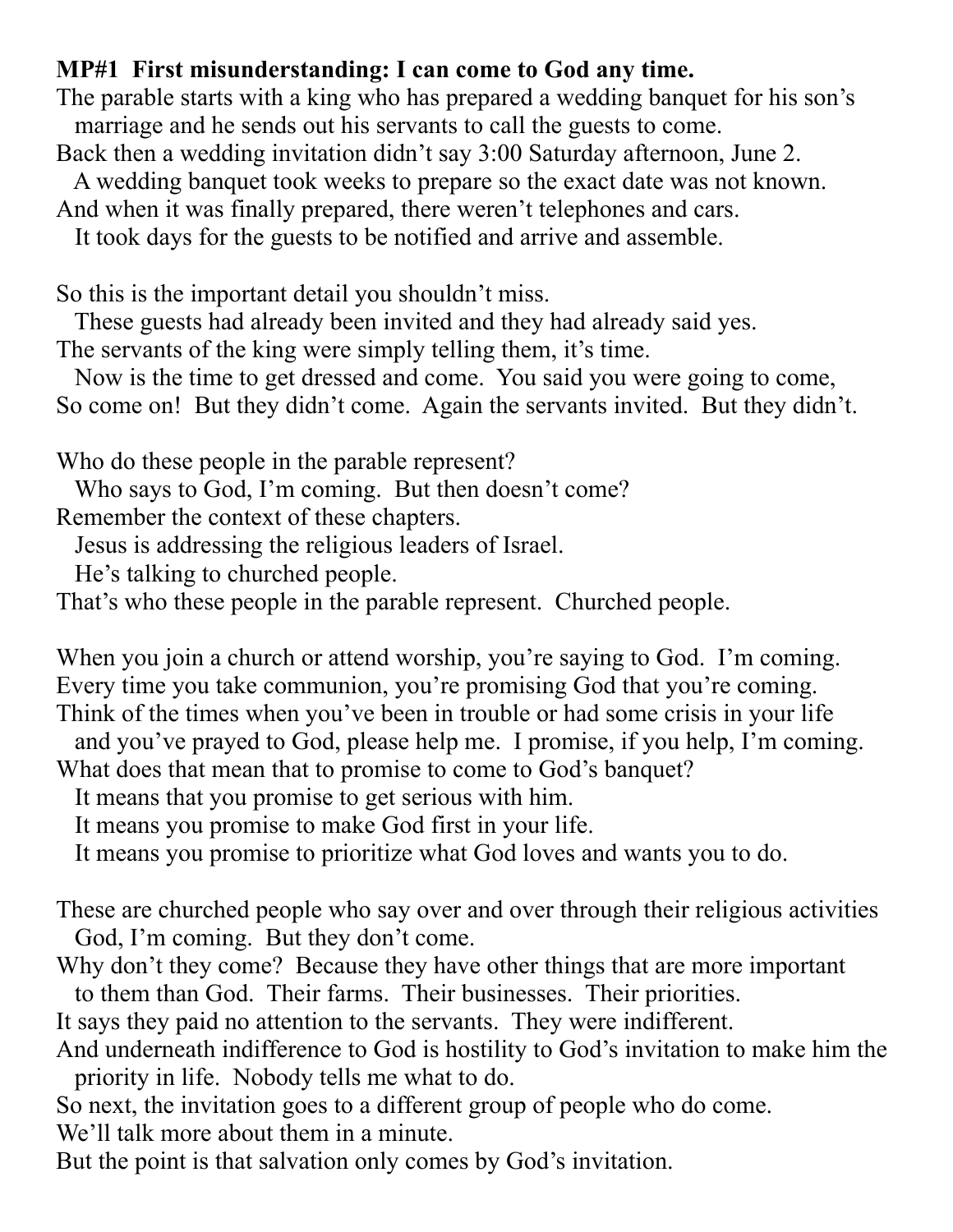**MP#1 First misunderstanding: I can come to God any time.**

The parable starts with a king who has prepared a wedding banquet for his son's marriage and he sends out his servants to call the guests to come.
Back then a wedding invitation didn't say 3:00 Saturday afternoon, June 2.
A wedding banquet took weeks to prepare so the exact date was not known.
And when it was finally prepared, there weren't telephones and cars.
It took days for the guests to be notified and arrive and assemble.

So this is the important detail you shouldn't miss.
These guests had already been invited and they had already said yes.
The servants of the king were simply telling them, it's time.
Now is the time to get dressed and come. You said you were going to come,
So come on! But they didn't come. Again the servants invited. But they didn't.

Who do these people in the parable represent?
Who says to God, I'm coming. But then doesn't come?
Remember the context of these chapters.
Jesus is addressing the religious leaders of Israel.
He's talking to churched people.
That's who these people in the parable represent. Churched people.

When you join a church or attend worship, you're saying to God. I'm coming.
Every time you take communion, you're promising God that you're coming.
Think of the times when you've been in trouble or had some crisis in your life and you've prayed to God, please help me. I promise, if you help, I'm coming.
What does that mean that to promise to come to God's banquet?
It means that you promise to get serious with him.
It means you promise to make God first in your life.
It means you promise to prioritize what God loves and wants you to do.

These are churched people who say over and over through their religious activities God, I'm coming. But they don't come.
Why don't they come? Because they have other things that are more important to them than God. Their farms. Their businesses. Their priorities.
It says they paid no attention to the servants. They were indifferent.
And underneath indifference to God is hostility to God's invitation to make him the priority in life. Nobody tells me what to do.
So next, the invitation goes to a different group of people who do come.
We'll talk more about them in a minute.
But the point is that salvation only comes by God's invitation.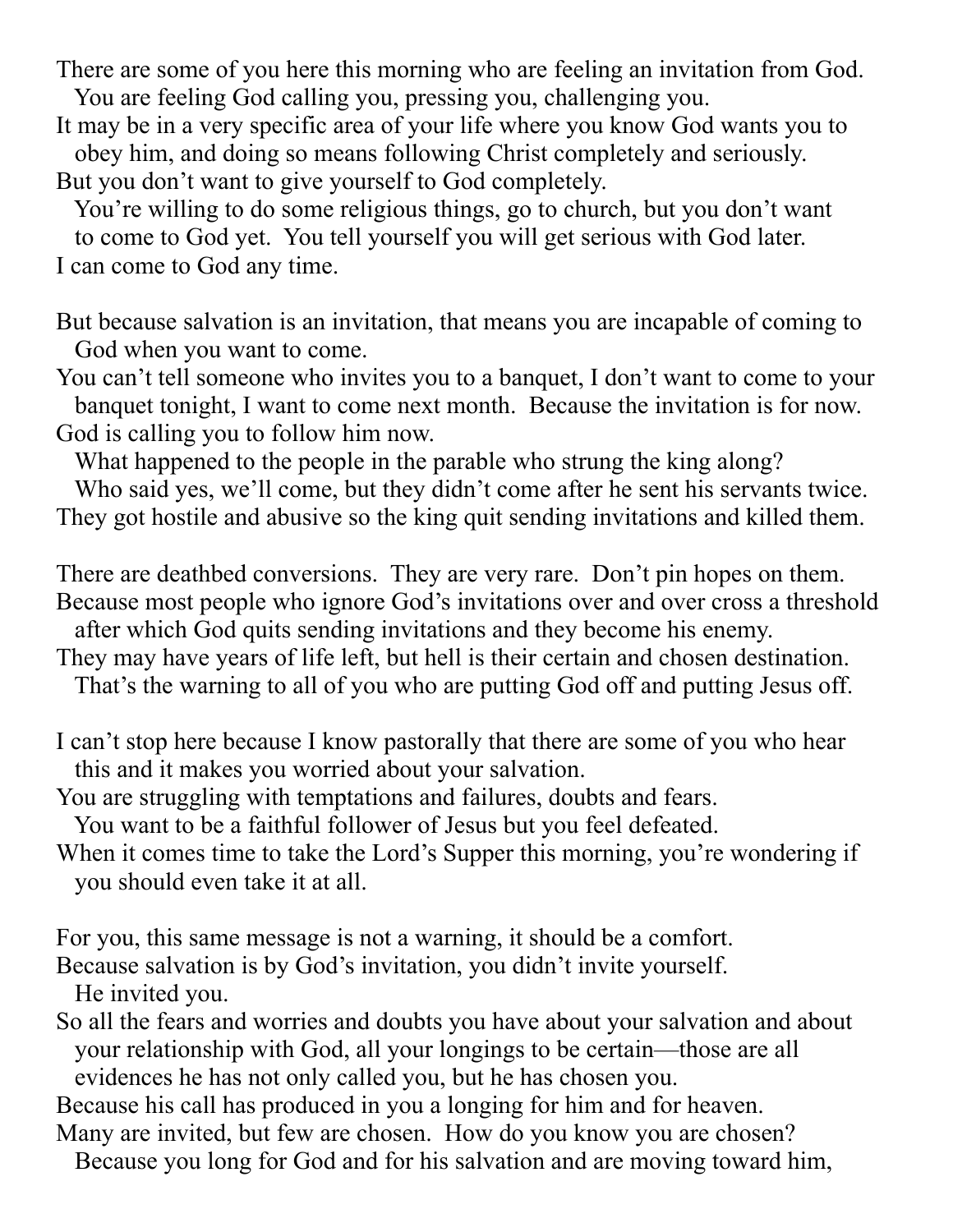There are some of you here this morning who are feeling an invitation from God. You are feeling God calling you, pressing you, challenging you.
It may be in a very specific area of your life where you know God wants you to obey him, and doing so means following Christ completely and seriously.
But you don't want to give yourself to God completely.
You're willing to do some religious things, go to church, but you don't want to come to God yet. You tell yourself you will get serious with God later.
I can come to God any time.

But because salvation is an invitation, that means you are incapable of coming to God when you want to come.
You can't tell someone who invites you to a banquet, I don't want to come to your banquet tonight, I want to come next month. Because the invitation is for now.
God is calling you to follow him now.
What happened to the people in the parable who strung the king along?
Who said yes, we'll come, but they didn't come after he sent his servants twice.
They got hostile and abusive so the king quit sending invitations and killed them.

There are deathbed conversions. They are very rare. Don't pin hopes on them.
Because most people who ignore God's invitations over and over cross a threshold after which God quits sending invitations and they become his enemy.
They may have years of life left, but hell is their certain and chosen destination.
That's the warning to all of you who are putting God off and putting Jesus off.

I can't stop here because I know pastorally that there are some of you who hear this and it makes you worried about your salvation.
You are struggling with temptations and failures, doubts and fears.
You want to be a faithful follower of Jesus but you feel defeated.
When it comes time to take the Lord's Supper this morning, you're wondering if you should even take it at all.

For you, this same message is not a warning, it should be a comfort.
Because salvation is by God's invitation, you didn't invite yourself.
He invited you.
So all the fears and worries and doubts you have about your salvation and about your relationship with God, all your longings to be certain—those are all evidences he has not only called you, but he has chosen you.
Because his call has produced in you a longing for him and for heaven.
Many are invited, but few are chosen. How do you know you are chosen?
Because you long for God and for his salvation and are moving toward him,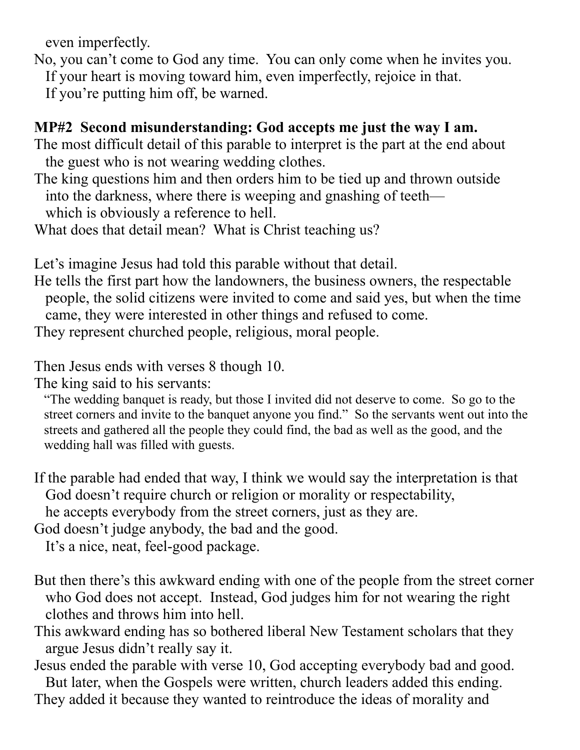even imperfectly.

No, you can't come to God any time. You can only come when he invites you.
If your heart is moving toward him, even imperfectly, rejoice in that.
If you're putting him off, be warned.

**MP#2 Second misunderstanding: God accepts me just the way I am.**

The most difficult detail of this parable to interpret is the part at the end about the guest who is not wearing wedding clothes.
The king questions him and then orders him to be tied up and thrown outside into the darkness, where there is weeping and gnashing of teeth— which is obviously a reference to hell.
What does that detail mean? What is Christ teaching us?

Let's imagine Jesus had told this parable without that detail.
He tells the first part how the landowners, the business owners, the respectable people, the solid citizens were invited to come and said yes, but when the time came, they were interested in other things and refused to come.
They represent churched people, religious, moral people.

Then Jesus ends with verses 8 though 10.
The king said to his servants:

> "The wedding banquet is ready, but those I invited did not deserve to come. So go to the street corners and invite to the banquet anyone you find." So the servants went out into the streets and gathered all the people they could find, the bad as well as the good, and the wedding hall was filled with guests.

If the parable had ended that way, I think we would say the interpretation is that God doesn't require church or religion or morality or respectability, he accepts everybody from the street corners, just as they are.
God doesn't judge anybody, the bad and the good.
It's a nice, neat, feel-good package.

But then there's this awkward ending with one of the people from the street corner who God does not accept. Instead, God judges him for not wearing the right clothes and throws him into hell.
This awkward ending has so bothered liberal New Testament scholars that they argue Jesus didn't really say it.
Jesus ended the parable with verse 10, God accepting everybody bad and good.
But later, when the Gospels were written, church leaders added this ending.
They added it because they wanted to reintroduce the ideas of morality and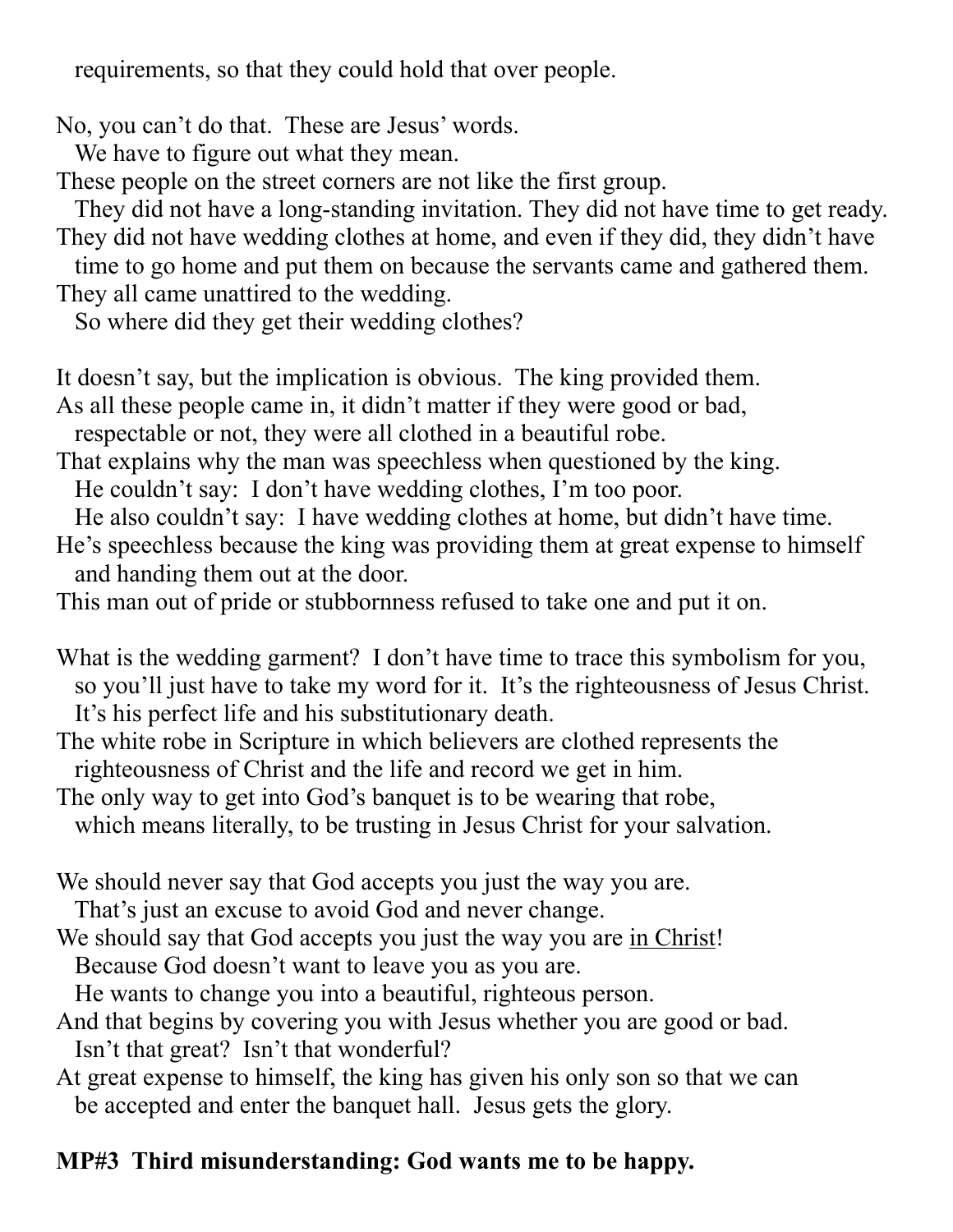requirements, so that they could hold that over people.

No, you can't do that. These are Jesus' words.
We have to figure out what they mean.
These people on the street corners are not like the first group.
They did not have a long-standing invitation. They did not have time to get ready.
They did not have wedding clothes at home, and even if they did, they didn't have time to go home and put them on because the servants came and gathered them.
They all came unattired to the wedding.
So where did they get their wedding clothes?

It doesn't say, but the implication is obvious. The king provided them.
As all these people came in, it didn't matter if they were good or bad, respectable or not, they were all clothed in a beautiful robe.
That explains why the man was speechless when questioned by the king.
He couldn't say: I don't have wedding clothes, I'm too poor.
He also couldn't say: I have wedding clothes at home, but didn't have time.
He's speechless because the king was providing them at great expense to himself and handing them out at the door.
This man out of pride or stubbornness refused to take one and put it on.

What is the wedding garment? I don't have time to trace this symbolism for you, so you'll just have to take my word for it. It's the righteousness of Jesus Christ.
It's his perfect life and his substitutionary death.
The white robe in Scripture in which believers are clothed represents the righteousness of Christ and the life and record we get in him.
The only way to get into God's banquet is to be wearing that robe, which means literally, to be trusting in Jesus Christ for your salvation.

We should never say that God accepts you just the way you are.
That's just an excuse to avoid God and never change.
We should say that God accepts you just the way you are <u>in Christ</u>!
Because God doesn't want to leave you as you are.
He wants to change you into a beautiful, righteous person.
And that begins by covering you with Jesus whether you are good or bad.
Isn't that great? Isn't that wonderful?
At great expense to himself, the king has given his only son so that we can be accepted and enter the banquet hall. Jesus gets the glory.

**MP#3 Third misunderstanding: God wants me to be happy.**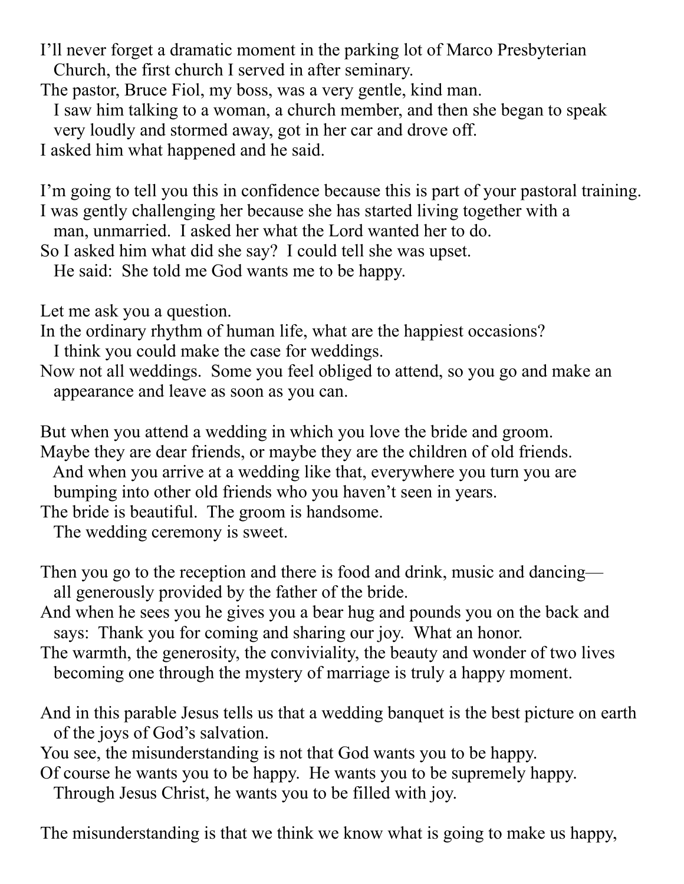I'll never forget a dramatic moment in the parking lot of Marco Presbyterian Church, the first church I served in after seminary.
The pastor, Bruce Fiol, my boss, was a very gentle, kind man.
I saw him talking to a woman, a church member, and then she began to speak very loudly and stormed away, got in her car and drove off.
I asked him what happened and he said.

I'm going to tell you this in confidence because this is part of your pastoral training.
I was gently challenging her because she has started living together with a man, unmarried. I asked her what the Lord wanted her to do.
So I asked him what did she say? I could tell she was upset.
He said: She told me God wants me to be happy.

Let me ask you a question.
In the ordinary rhythm of human life, what are the happiest occasions?
I think you could make the case for weddings.
Now not all weddings. Some you feel obliged to attend, so you go and make an appearance and leave as soon as you can.

But when you attend a wedding in which you love the bride and groom.
Maybe they are dear friends, or maybe they are the children of old friends.
And when you arrive at a wedding like that, everywhere you turn you are bumping into other old friends who you haven't seen in years.
The bride is beautiful. The groom is handsome.
The wedding ceremony is sweet.

Then you go to the reception and there is food and drink, music and dancing—all generously provided by the father of the bride.
And when he sees you he gives you a bear hug and pounds you on the back and says: Thank you for coming and sharing our joy. What an honor.
The warmth, the generosity, the conviviality, the beauty and wonder of two lives becoming one through the mystery of marriage is truly a happy moment.

And in this parable Jesus tells us that a wedding banquet is the best picture on earth of the joys of God's salvation.
You see, the misunderstanding is not that God wants you to be happy.
Of course he wants you to be happy. He wants you to be supremely happy.
Through Jesus Christ, he wants you to be filled with joy.

The misunderstanding is that we think we know what is going to make us happy,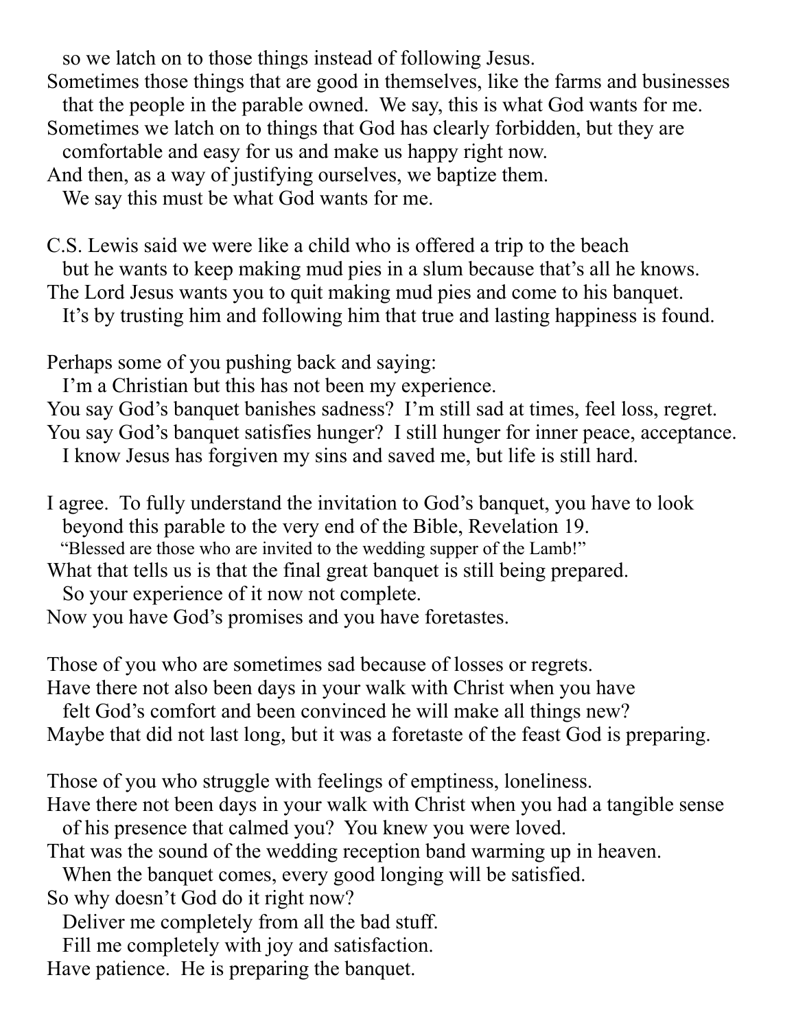so we latch on to those things instead of following Jesus.
Sometimes those things that are good in themselves, like the farms and businesses
that the people in the parable owned. We say, this is what God wants for me.
Sometimes we latch on to things that God has clearly forbidden, but they are
comfortable and easy for us and make us happy right now.
And then, as a way of justifying ourselves, we baptize them.
We say this must be what God wants for me.

C.S. Lewis said we were like a child who is offered a trip to the beach
but he wants to keep making mud pies in a slum because that's all he knows.
The Lord Jesus wants you to quit making mud pies and come to his banquet.
It's by trusting him and following him that true and lasting happiness is found.

Perhaps some of you pushing back and saying:
I'm a Christian but this has not been my experience.
You say God's banquet banishes sadness? I'm still sad at times, feel loss, regret.
You say God's banquet satisfies hunger? I still hunger for inner peace, acceptance.
I know Jesus has forgiven my sins and saved me, but life is still hard.

I agree. To fully understand the invitation to God's banquet, you have to look
beyond this parable to the very end of the Bible, Revelation 19.
"Blessed are those who are invited to the wedding supper of the Lamb!"
What that tells us is that the final great banquet is still being prepared.
So your experience of it now not complete.
Now you have God's promises and you have foretastes.

Those of you who are sometimes sad because of losses or regrets.
Have there not also been days in your walk with Christ when you have
felt God's comfort and been convinced he will make all things new?
Maybe that did not last long, but it was a foretaste of the feast God is preparing.

Those of you who struggle with feelings of emptiness, loneliness.
Have there not been days in your walk with Christ when you had a tangible sense
of his presence that calmed you? You knew you were loved.
That was the sound of the wedding reception band warming up in heaven.
When the banquet comes, every good longing will be satisfied.
So why doesn't God do it right now?
Deliver me completely from all the bad stuff.
Fill me completely with joy and satisfaction.
Have patience. He is preparing the banquet.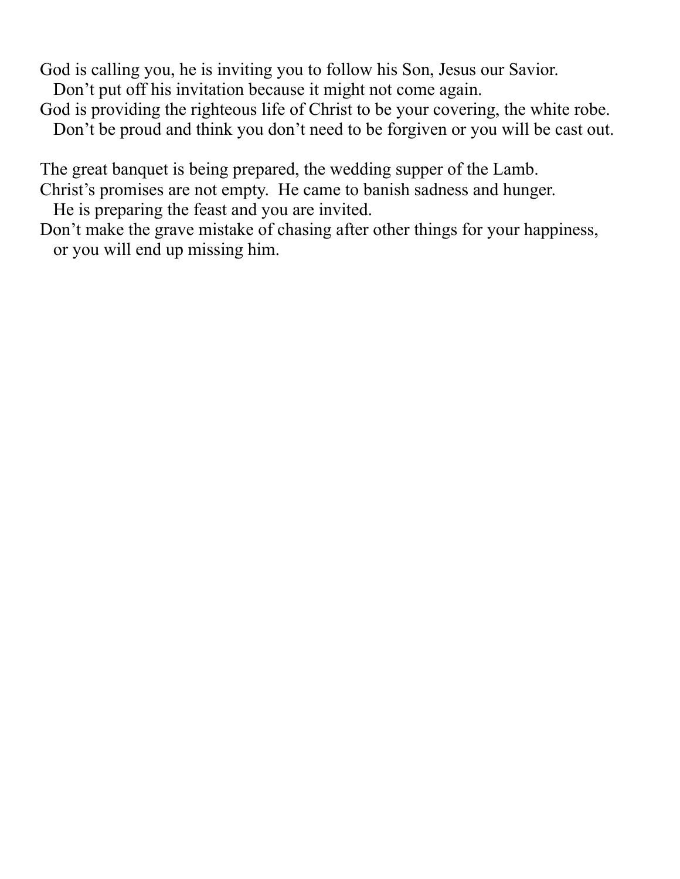God is calling you, he is inviting you to follow his Son, Jesus our Savior.
Don't put off his invitation because it might not come again.
God is providing the righteous life of Christ to be your covering, the white robe.
Don't be proud and think you don't need to be forgiven or you will be cast out.

The great banquet is being prepared, the wedding supper of the Lamb.
Christ's promises are not empty. He came to banish sadness and hunger.
He is preparing the feast and you are invited.
Don't make the grave mistake of chasing after other things for your happiness,
or you will end up missing him.